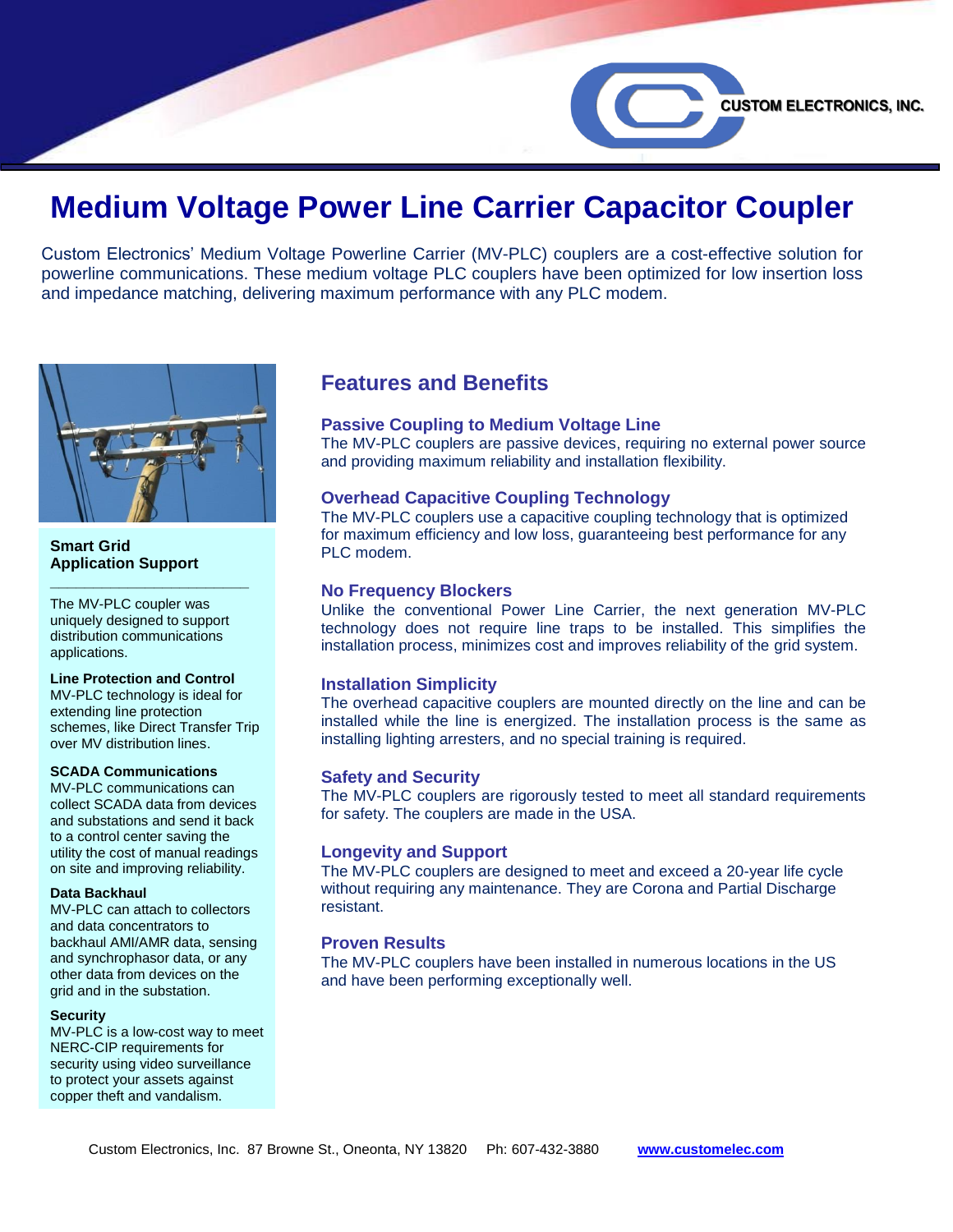CUSTOM ELECTRONICS, INC.

# Medium Voltage Power Line Carrier Capacitor Coupler

Custom Electronics' Medium Voltage Powerline Carrier (MV-PLC) couplers are a cost-effective solution for powerline communications. These medium voltage PLC couplers have been optimized for low insertion loss and impedance matching, delivering maximum performance with any PLC modem.

## Features and Benefits

### Passive Coupling to Medium Voltage Line

The MV-PLC couplers are passive devices, requiring no external power source and providing maximum reliability and installation flexibility.

### Overhead Capacitive Coupling Technology

The MV-PLC couplers use a capacitive coupling technology that is optimized for maximum efficiency and low loss, guaranteeing best performance for any PLC modem.

### No Frequency Blockers

Unlike the conventional Power Line Carrier, the next generation MV-PLC technology does not require line traps to be installed. This simplifies the installation process, minimizes cost and improves reliability of the grid system.

### Installation Simplicity

The overhead capacitive couplers are mounted directly on the line and can be installed while the line is energized. The installation process is the same as installing lighting arresters, and no special training is required.

### Safety and Security

The MV-PLC couplers are rigorously tested to meet all standard requirements for safety. The couplers are made in the USA.

### Longevity and Support

The MV-PLC couplers are designed to meet and exceed a 20-year life cycle without requiring any maintenance. They are Corona and Partial Discharge resistant.

### Proven Results

The MV-PLC couplers have been installed in numerous locations in the US and have been performing exceptionally well.

## Smart Grid Application Support

The MV-PLC coupler was uniquely designed to support distribution communications applications.

**Line Protection and Control**
MV-PLC technology is ideal for extending line protection schemes, like Direct Transfer Trip over MV distribution lines.

**SCADA Communications**
MV-PLC communications can collect SCADA data from devices and substations and send it back to a control center saving the utility the cost of manual readings on site and improving reliability.

**Data Backhaul**
MV-PLC can attach to collectors and data concentrators to backhaul AMI/AMR data, sensing and synchrophasor data, or any other data from devices on the grid and in the substation.

**Security**
MV-PLC is a low-cost way to meet NERC-CIP requirements for security using video surveillance to protect your assets against copper theft and vandalism.

Custom Electronics, Inc. 87 Browne St., Oneonta, NY 13820 Ph: 607-432-3880 www.customelec.com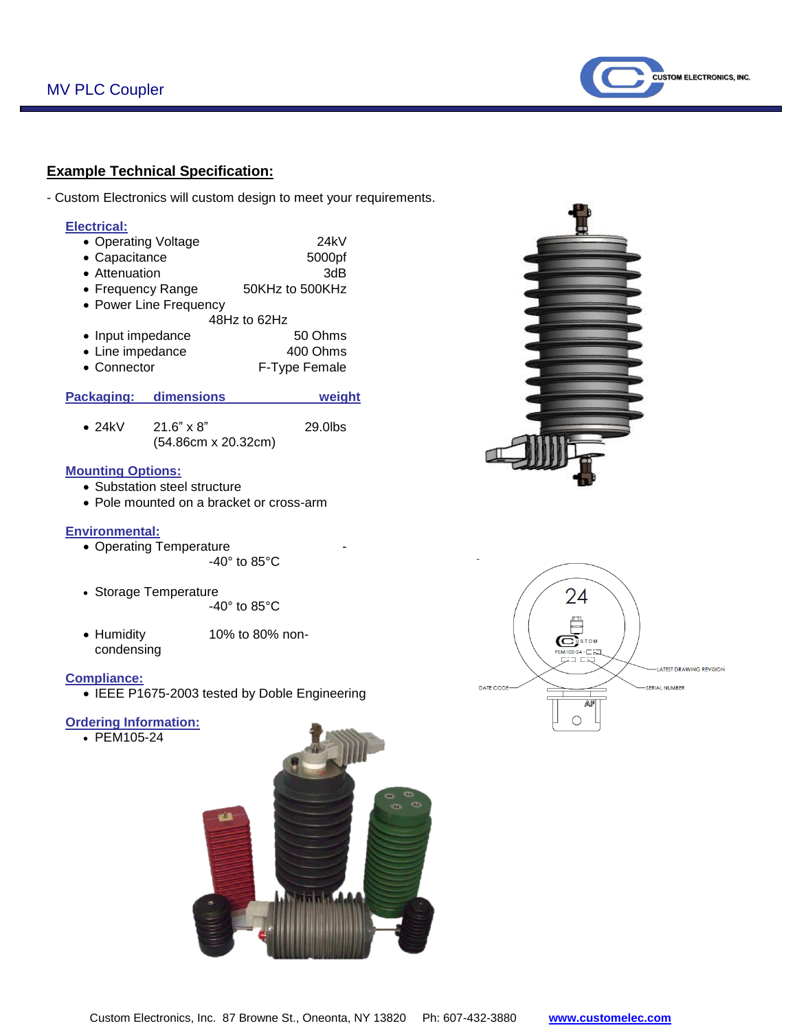## Example Technical Specification:

- Custom Electronics will custom design to meet your requirements.

### Electrical:

- Operating Voltage 24kV
- Capacitance 5000pf
- Attenuation 3dB
- Frequency Range 50KHz to 500KHz
- Power Line Frequency 48Hz to 62Hz
- Input impedance 50 Ohms
- Line impedance 400 Ohms
- Connector F-Type Female

### Packaging:

| Packaging | dimensions | weight |
|---|---|---|
| 24kV | 21.6" x 8" (54.86cm x 20.32cm) | 29.0lbs |

### Mounting Options:

- Substation steel structure
- Pole mounted on a bracket or cross-arm

### Environmental:

- Operating Temperature -40° to 85°C
- Storage Temperature -40° to 85°C
- Humidity 10% to 80% non-condensing

### Compliance:

- IEEE P1675-2003 tested by Doble Engineering

### Ordering Information:

- PEM105-24

24

CUSTOM

PEM105-24

LATEST DRAWING REVISION

DATE CODE

SERIAL NUMBER

AF

Custom Electronics, Inc. 87 Browne St., Oneonta, NY 13820 Ph: 607-432-3880 www.customelec.com